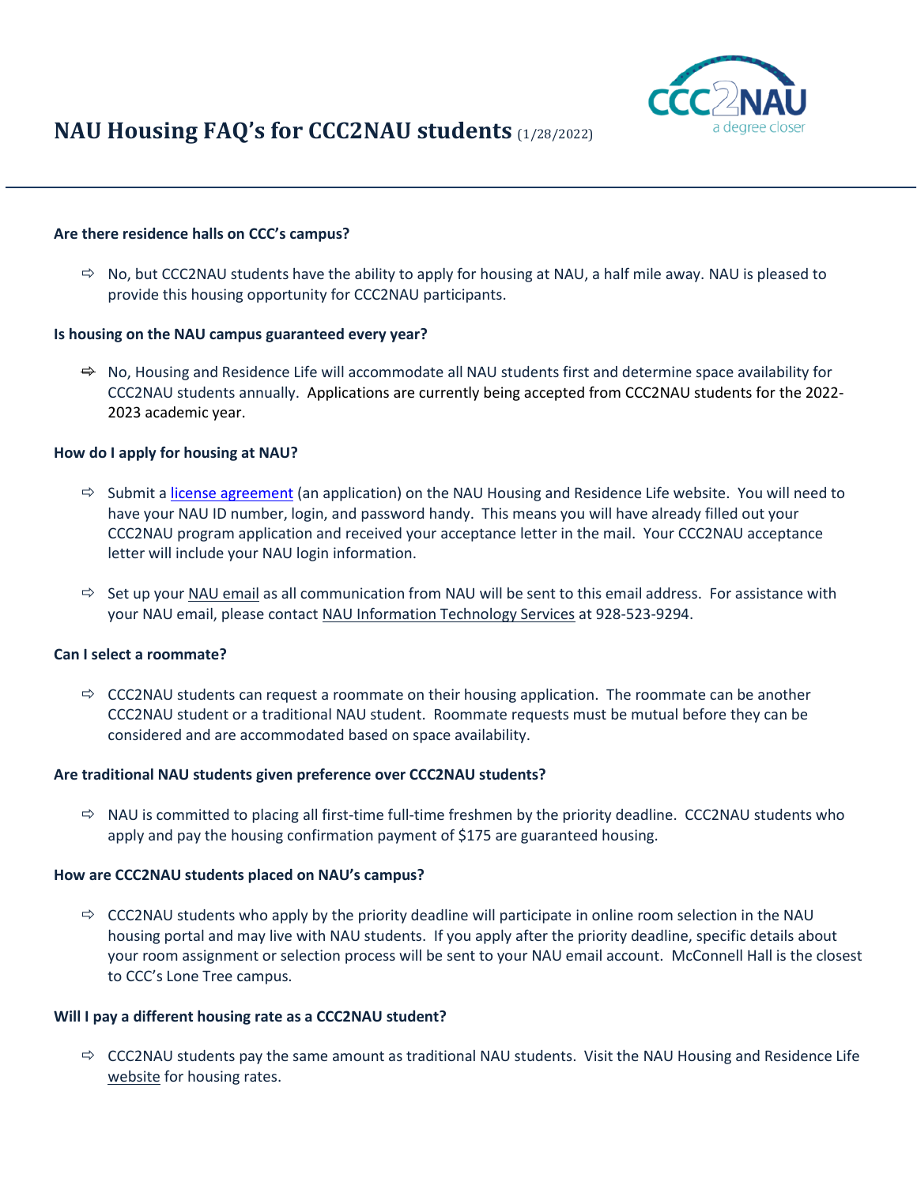# NAU Housing FAQ's for CCC2NAU students (1/28/2022)

**Are there residence halls on CCC's campus?**

- No, but CCC2NAU students have the ability to apply for housing at NAU, a half mile away. NAU is pleased to provide this housing opportunity for CCC2NAU participants.

**Is housing on the NAU campus guaranteed every year?**

- No, Housing and Residence Life will accommodate all NAU students first and determine space availability for CCC2NAU students annually. Applications are currently being accepted from CCC2NAU students for the 2022-2023 academic year.

**How do I apply for housing at NAU?**

- Submit a license agreement (an application) on the NAU Housing and Residence Life website. You will need to have your NAU ID number, login, and password handy. This means you will have already filled out your CCC2NAU program application and received your acceptance letter in the mail. Your CCC2NAU acceptance letter will include your NAU login information.

- Set up your NAU email as all communication from NAU will be sent to this email address. For assistance with your NAU email, please contact NAU Information Technology Services at 928-523-9294.

**Can I select a roommate?**

- CCC2NAU students can request a roommate on their housing application. The roommate can be another CCC2NAU student or a traditional NAU student. Roommate requests must be mutual before they can be considered and are accommodated based on space availability.

**Are traditional NAU students given preference over CCC2NAU students?**

- NAU is committed to placing all first-time full-time freshmen by the priority deadline. CCC2NAU students who apply and pay the housing confirmation payment of $175 are guaranteed housing.

**How are CCC2NAU students placed on NAU's campus?**

- CCC2NAU students who apply by the priority deadline will participate in online room selection in the NAU housing portal and may live with NAU students. If you apply after the priority deadline, specific details about your room assignment or selection process will be sent to your NAU email account. McConnell Hall is the closest to CCC's Lone Tree campus.

**Will I pay a different housing rate as a CCC2NAU student?**

- CCC2NAU students pay the same amount as traditional NAU students. Visit the NAU Housing and Residence Life website for housing rates.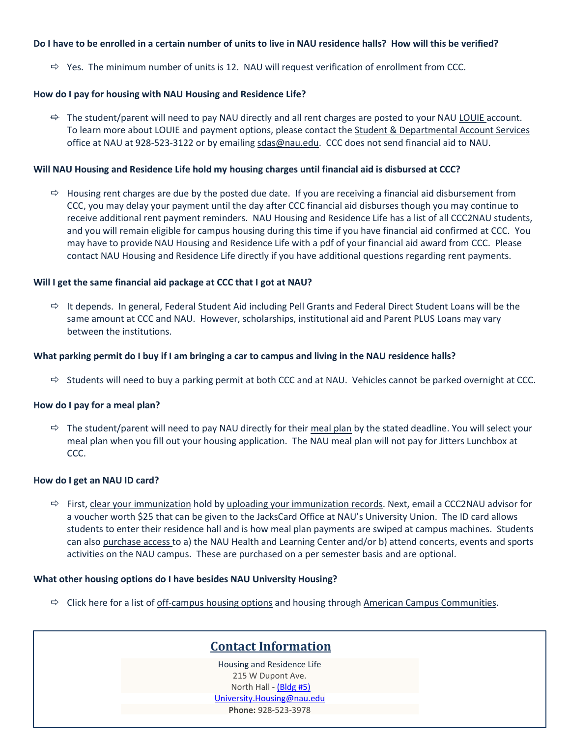**Do I have to be enrolled in a certain number of units to live in NAU residence halls? How will this be verified?**

- Yes. The minimum number of units is 12. NAU will request verification of enrollment from CCC.

**How do I pay for housing with NAU Housing and Residence Life?**

- The student/parent will need to pay NAU directly and all rent charges are posted to your NAU LOUIE account. To learn more about LOUIE and payment options, please contact the Student & Departmental Account Services office at NAU at 928-523-3122 or by emailing sdas@nau.edu. CCC does not send financial aid to NAU.

**Will NAU Housing and Residence Life hold my housing charges until financial aid is disbursed at CCC?**

- Housing rent charges are due by the posted due date. If you are receiving a financial aid disbursement from CCC, you may delay your payment until the day after CCC financial aid disburses though you may continue to receive additional rent payment reminders. NAU Housing and Residence Life has a list of all CCC2NAU students, and you will remain eligible for campus housing during this time if you have financial aid confirmed at CCC. You may have to provide NAU Housing and Residence Life with a pdf of your financial aid award from CCC. Please contact NAU Housing and Residence Life directly if you have additional questions regarding rent payments.

**Will I get the same financial aid package at CCC that I got at NAU?**

- It depends. In general, Federal Student Aid including Pell Grants and Federal Direct Student Loans will be the same amount at CCC and NAU. However, scholarships, institutional aid and Parent PLUS Loans may vary between the institutions.

**What parking permit do I buy if I am bringing a car to campus and living in the NAU residence halls?**

- Students will need to buy a parking permit at both CCC and at NAU. Vehicles cannot be parked overnight at CCC.

**How do I pay for a meal plan?**

- The student/parent will need to pay NAU directly for their meal plan by the stated deadline. You will select your meal plan when you fill out your housing application. The NAU meal plan will not pay for Jitters Lunchbox at CCC.

**How do I get an NAU ID card?**

- First, clear your immunization hold by uploading your immunization records. Next, email a CCC2NAU advisor for a voucher worth $25 that can be given to the JacksCard Office at NAU's University Union. The ID card allows students to enter their residence hall and is how meal plan payments are swiped at campus machines. Students can also purchase access to a) the NAU Health and Learning Center and/or b) attend concerts, events and sports activities on the NAU campus. These are purchased on a per semester basis and are optional.

**What other housing options do I have besides NAU University Housing?**

- Click here for a list of off-campus housing options and housing through American Campus Communities.

## Contact Information

Housing and Residence Life
215 W Dupont Ave.
North Hall - (Bldg #5)
University.Housing@nau.edu
**Phone:** 928-523-3978